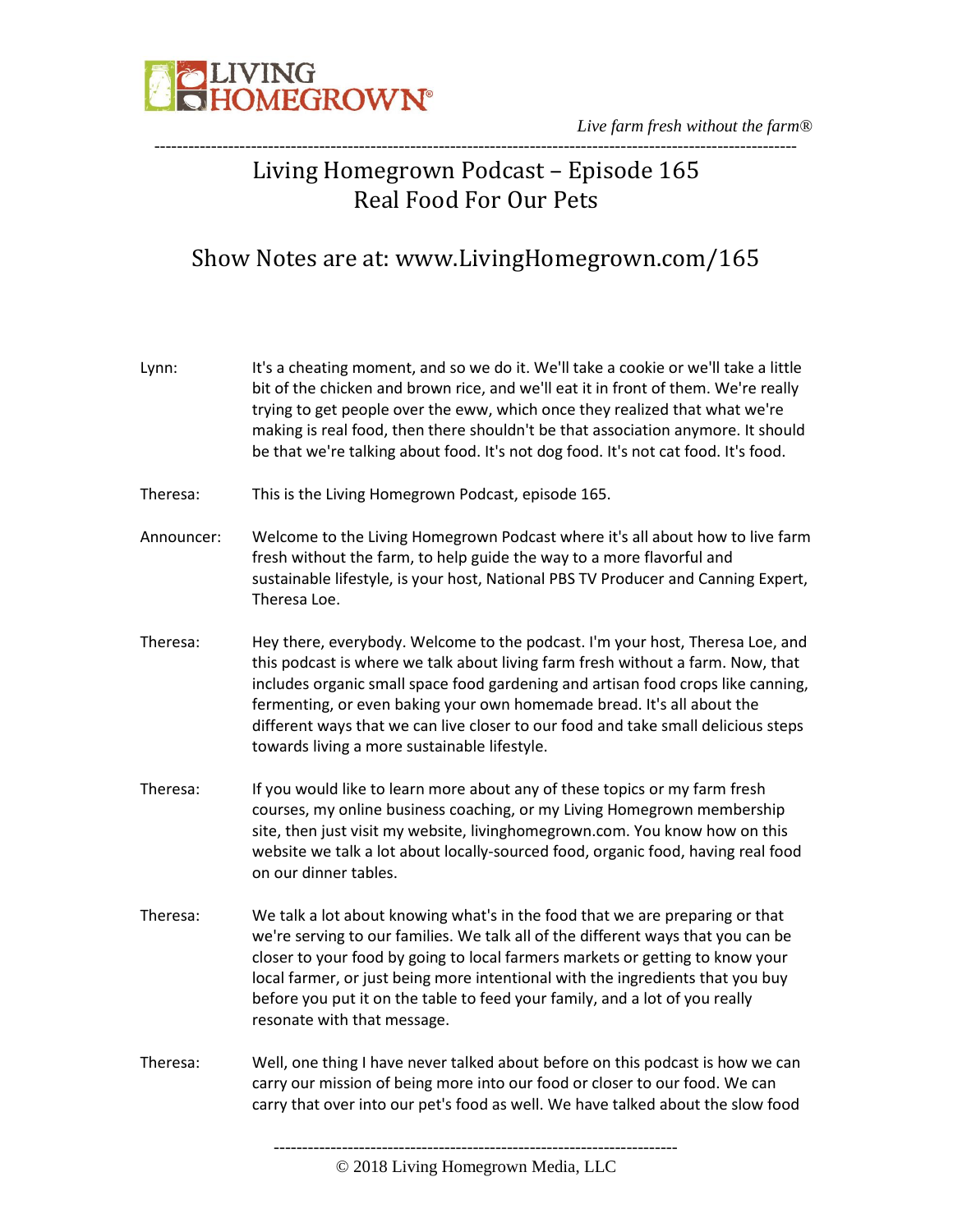# Living Homegrown Podcast – Episode 165
## Real Food For Our Pets

### Show Notes are at: www.LivingHomegrown.com/165

Lynn: It's a cheating moment, and so we do it. We'll take a cookie or we'll take a little bit of the chicken and brown rice, and we'll eat it in front of them. We're really trying to get people over the eww, which once they realized that what we're making is real food, then there shouldn't be that association anymore. It should be that we're talking about food. It's not dog food. It's not cat food. It's food.

Theresa: This is the Living Homegrown Podcast, episode 165.

Announcer: Welcome to the Living Homegrown Podcast where it's all about how to live farm fresh without the farm, to help guide the way to a more flavorful and sustainable lifestyle, is your host, National PBS TV Producer and Canning Expert, Theresa Loe.

Theresa: Hey there, everybody. Welcome to the podcast. I'm your host, Theresa Loe, and this podcast is where we talk about living farm fresh without a farm. Now, that includes organic small space food gardening and artisan food crops like canning, fermenting, or even baking your own homemade bread. It's all about the different ways that we can live closer to our food and take small delicious steps towards living a more sustainable lifestyle.

Theresa: If you would like to learn more about any of these topics or my farm fresh courses, my online business coaching, or my Living Homegrown membership site, then just visit my website, livinghomegrown.com. You know how on this website we talk a lot about locally-sourced food, organic food, having real food on our dinner tables.

Theresa: We talk a lot about knowing what's in the food that we are preparing or that we're serving to our families. We talk all of the different ways that you can be closer to your food by going to local farmers markets or getting to know your local farmer, or just being more intentional with the ingredients that you buy before you put it on the table to feed your family, and a lot of you really resonate with that message.

Theresa: Well, one thing I have never talked about before on this podcast is how we can carry our mission of being more into our food or closer to our food. We can carry that over into our pet's food as well. We have talked about the slow food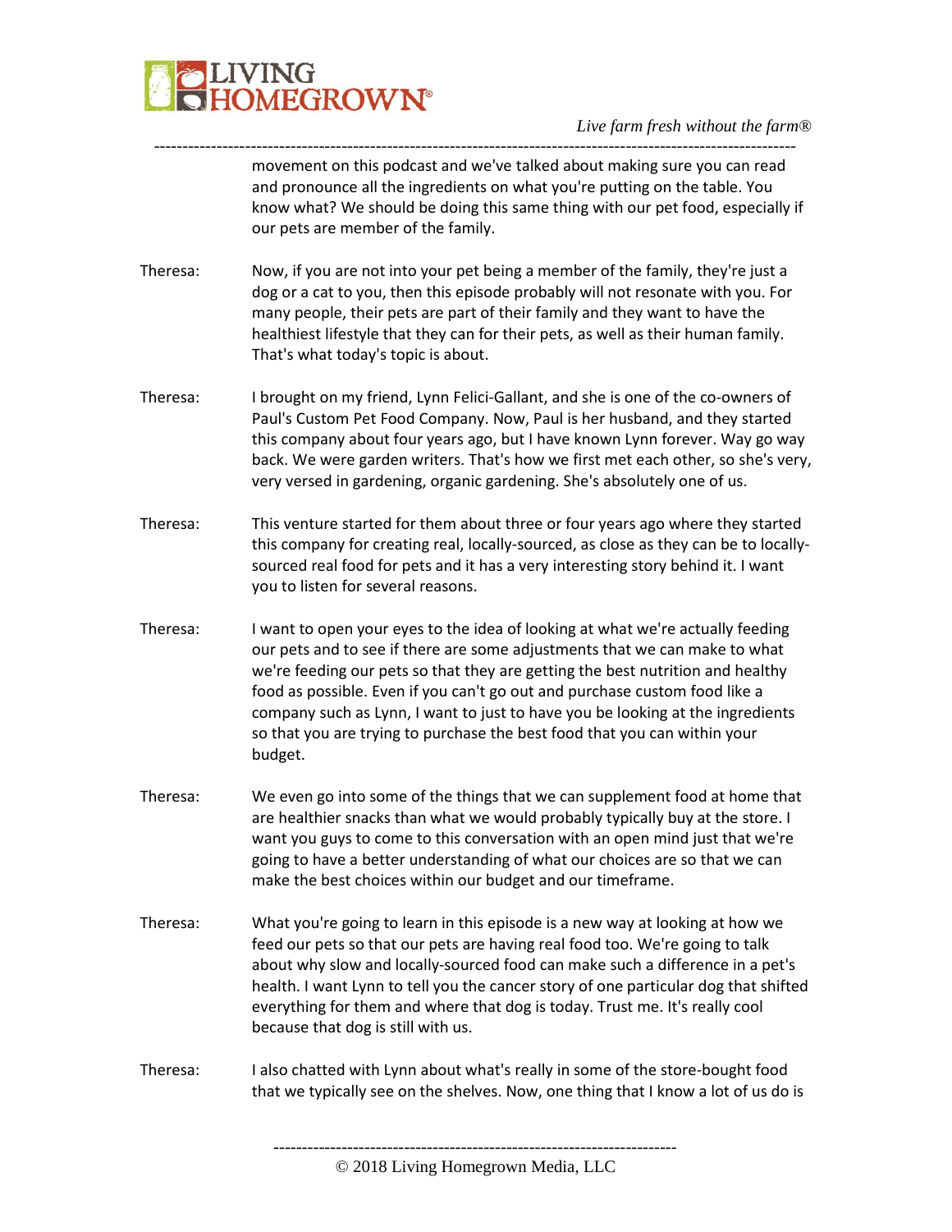movement on this podcast and we've talked about making sure you can read and pronounce all the ingredients on what you're putting on the table. You know what? We should be doing this same thing with our pet food, especially if our pets are member of the family.

Theresa: Now, if you are not into your pet being a member of the family, they're just a dog or a cat to you, then this episode probably will not resonate with you. For many people, their pets are part of their family and they want to have the healthiest lifestyle that they can for their pets, as well as their human family. That's what today's topic is about.

Theresa: I brought on my friend, Lynn Felici-Gallant, and she is one of the co-owners of Paul's Custom Pet Food Company. Now, Paul is her husband, and they started this company about four years ago, but I have known Lynn forever. Way go way back. We were garden writers. That's how we first met each other, so she's very, very versed in gardening, organic gardening. She's absolutely one of us.

Theresa: This venture started for them about three or four years ago where they started this company for creating real, locally-sourced, as close as they can be to locally-sourced real food for pets and it has a very interesting story behind it. I want you to listen for several reasons.

Theresa: I want to open your eyes to the idea of looking at what we're actually feeding our pets and to see if there are some adjustments that we can make to what we're feeding our pets so that they are getting the best nutrition and healthy food as possible. Even if you can't go out and purchase custom food like a company such as Lynn, I want to just to have you be looking at the ingredients so that you are trying to purchase the best food that you can within your budget.

Theresa: We even go into some of the things that we can supplement food at home that are healthier snacks than what we would probably typically buy at the store. I want you guys to come to this conversation with an open mind just that we're going to have a better understanding of what our choices are so that we can make the best choices within our budget and our timeframe.

Theresa: What you're going to learn in this episode is a new way at looking at how we feed our pets so that our pets are having real food too. We're going to talk about why slow and locally-sourced food can make such a difference in a pet's health. I want Lynn to tell you the cancer story of one particular dog that shifted everything for them and where that dog is today. Trust me. It's really cool because that dog is still with us.

Theresa: I also chatted with Lynn about what's really in some of the store-bought food that we typically see on the shelves. Now, one thing that I know a lot of us do is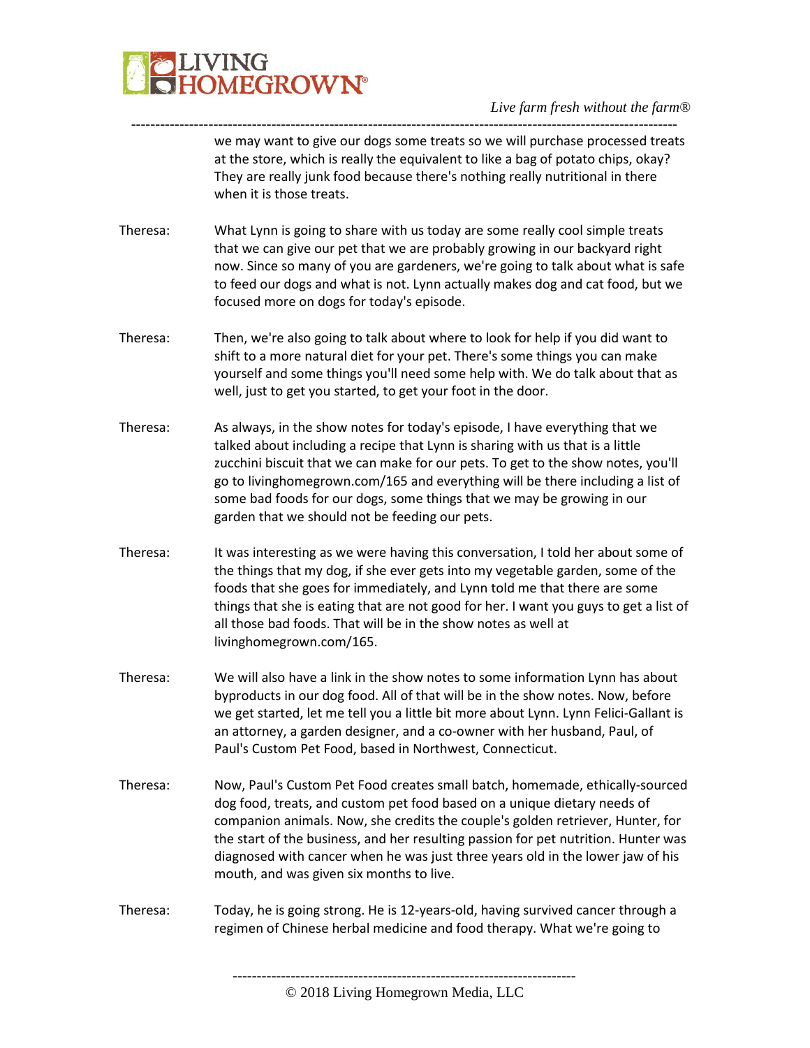we may want to give our dogs some treats so we will purchase processed treats at the store, which is really the equivalent to like a bag of potato chips, okay? They are really junk food because there's nothing really nutritional in there when it is those treats.

Theresa: What Lynn is going to share with us today are some really cool simple treats that we can give our pet that we are probably growing in our backyard right now. Since so many of you are gardeners, we're going to talk about what is safe to feed our dogs and what is not. Lynn actually makes dog and cat food, but we focused more on dogs for today's episode.

Theresa: Then, we're also going to talk about where to look for help if you did want to shift to a more natural diet for your pet. There's some things you can make yourself and some things you'll need some help with. We do talk about that as well, just to get you started, to get your foot in the door.

Theresa: As always, in the show notes for today's episode, I have everything that we talked about including a recipe that Lynn is sharing with us that is a little zucchini biscuit that we can make for our pets. To get to the show notes, you'll go to livinghomegrown.com/165 and everything will be there including a list of some bad foods for our dogs, some things that we may be growing in our garden that we should not be feeding our pets.

Theresa: It was interesting as we were having this conversation, I told her about some of the things that my dog, if she ever gets into my vegetable garden, some of the foods that she goes for immediately, and Lynn told me that there are some things that she is eating that are not good for her. I want you guys to get a list of all those bad foods. That will be in the show notes as well at livinghomegrown.com/165.

Theresa: We will also have a link in the show notes to some information Lynn has about byproducts in our dog food. All of that will be in the show notes. Now, before we get started, let me tell you a little bit more about Lynn. Lynn Felici-Gallant is an attorney, a garden designer, and a co-owner with her husband, Paul, of Paul's Custom Pet Food, based in Northwest, Connecticut.

Theresa: Now, Paul's Custom Pet Food creates small batch, homemade, ethically-sourced dog food, treats, and custom pet food based on a unique dietary needs of companion animals. Now, she credits the couple's golden retriever, Hunter, for the start of the business, and her resulting passion for pet nutrition. Hunter was diagnosed with cancer when he was just three years old in the lower jaw of his mouth, and was given six months to live.

Theresa: Today, he is going strong. He is 12-years-old, having survived cancer through a regimen of Chinese herbal medicine and food therapy. What we're going to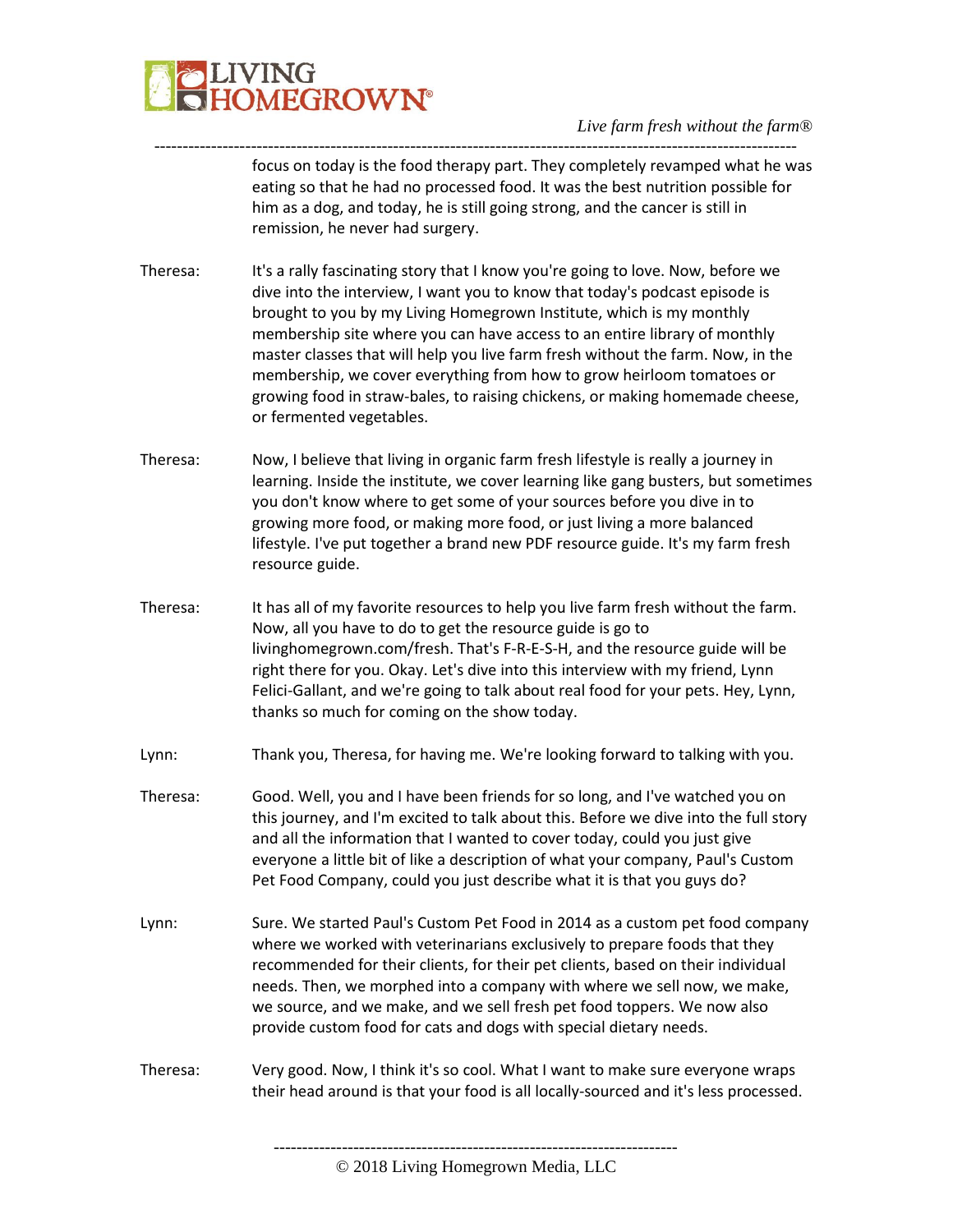focus on today is the food therapy part. They completely revamped what he was eating so that he had no processed food. It was the best nutrition possible for him as a dog, and today, he is still going strong, and the cancer is still in remission, he never had surgery.

Theresa: It's a rally fascinating story that I know you're going to love. Now, before we dive into the interview, I want you to know that today's podcast episode is brought to you by my Living Homegrown Institute, which is my monthly membership site where you can have access to an entire library of monthly master classes that will help you live farm fresh without the farm. Now, in the membership, we cover everything from how to grow heirloom tomatoes or growing food in straw-bales, to raising chickens, or making homemade cheese, or fermented vegetables.

Theresa: Now, I believe that living in organic farm fresh lifestyle is really a journey in learning. Inside the institute, we cover learning like gang busters, but sometimes you don't know where to get some of your sources before you dive in to growing more food, or making more food, or just living a more balanced lifestyle. I've put together a brand new PDF resource guide. It's my farm fresh resource guide.

Theresa: It has all of my favorite resources to help you live farm fresh without the farm. Now, all you have to do to get the resource guide is go to livinghomegrown.com/fresh. That's F-R-E-S-H, and the resource guide will be right there for you. Okay. Let's dive into this interview with my friend, Lynn Felici-Gallant, and we're going to talk about real food for your pets. Hey, Lynn, thanks so much for coming on the show today.

Lynn: Thank you, Theresa, for having me. We're looking forward to talking with you.

Theresa: Good. Well, you and I have been friends for so long, and I've watched you on this journey, and I'm excited to talk about this. Before we dive into the full story and all the information that I wanted to cover today, could you just give everyone a little bit of like a description of what your company, Paul's Custom Pet Food Company, could you just describe what it is that you guys do?

Lynn: Sure. We started Paul's Custom Pet Food in 2014 as a custom pet food company where we worked with veterinarians exclusively to prepare foods that they recommended for their clients, for their pet clients, based on their individual needs. Then, we morphed into a company with where we sell now, we make, we source, and we make, and we sell fresh pet food toppers. We now also provide custom food for cats and dogs with special dietary needs.

Theresa: Very good. Now, I think it's so cool. What I want to make sure everyone wraps their head around is that your food is all locally-sourced and it's less processed.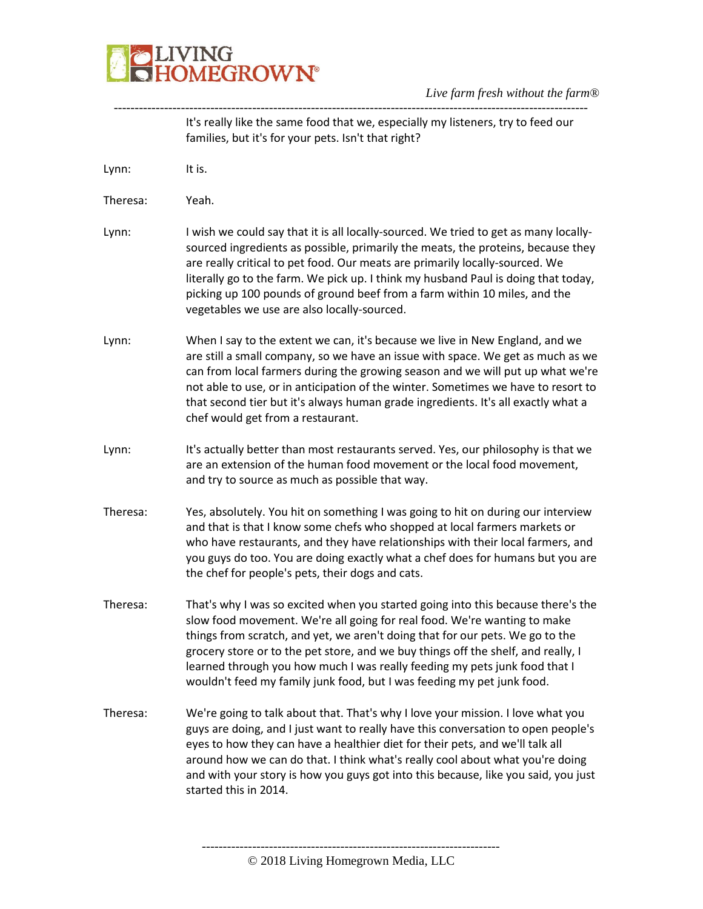It's really like the same food that we, especially my listeners, try to feed our families, but it's for your pets. Isn't that right?

Lynn: It is.

Theresa: Yeah.

Lynn: I wish we could say that it is all locally-sourced. We tried to get as many locally-sourced ingredients as possible, primarily the meats, the proteins, because they are really critical to pet food. Our meats are primarily locally-sourced. We literally go to the farm. We pick up. I think my husband Paul is doing that today, picking up 100 pounds of ground beef from a farm within 10 miles, and the vegetables we use are also locally-sourced.

Lynn: When I say to the extent we can, it's because we live in New England, and we are still a small company, so we have an issue with space. We get as much as we can from local farmers during the growing season and we will put up what we're not able to use, or in anticipation of the winter. Sometimes we have to resort to that second tier but it's always human grade ingredients. It's all exactly what a chef would get from a restaurant.

Lynn: It's actually better than most restaurants served. Yes, our philosophy is that we are an extension of the human food movement or the local food movement, and try to source as much as possible that way.

Theresa: Yes, absolutely. You hit on something I was going to hit on during our interview and that is that I know some chefs who shopped at local farmers markets or who have restaurants, and they have relationships with their local farmers, and you guys do too. You are doing exactly what a chef does for humans but you are the chef for people's pets, their dogs and cats.

Theresa: That's why I was so excited when you started going into this because there's the slow food movement. We're all going for real food. We're wanting to make things from scratch, and yet, we aren't doing that for our pets. We go to the grocery store or to the pet store, and we buy things off the shelf, and really, I learned through you how much I was really feeding my pets junk food that I wouldn't feed my family junk food, but I was feeding my pet junk food.

Theresa: We're going to talk about that. That's why I love your mission. I love what you guys are doing, and I just want to really have this conversation to open people's eyes to how they can have a healthier diet for their pets, and we'll talk all around how we can do that. I think what's really cool about what you're doing and with your story is how you guys got into this because, like you said, you just started this in 2014.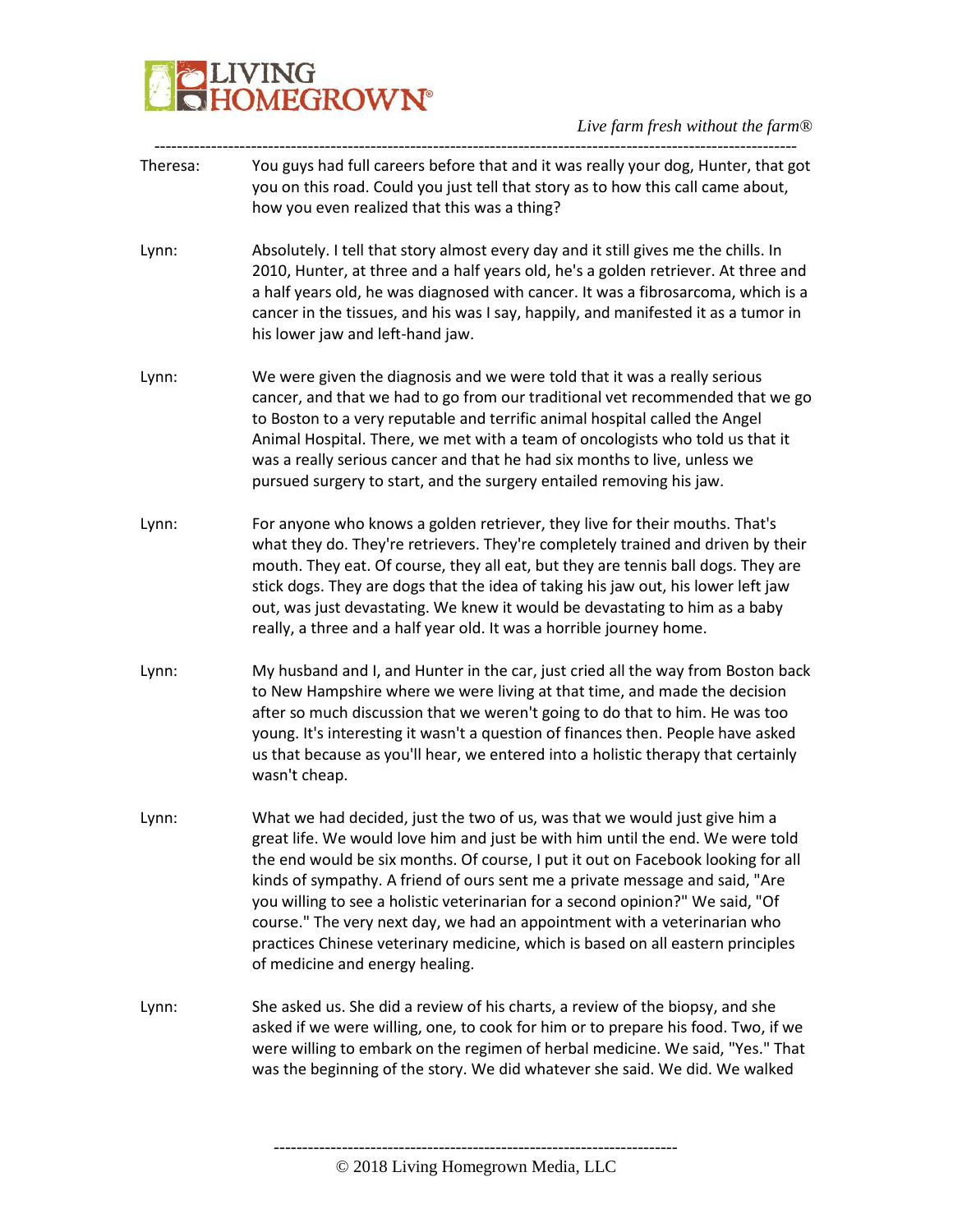Theresa: You guys had full careers before that and it was really your dog, Hunter, that got you on this road. Could you just tell that story as to how this call came about, how you even realized that this was a thing?

Lynn: Absolutely. I tell that story almost every day and it still gives me the chills. In 2010, Hunter, at three and a half years old, he's a golden retriever. At three and a half years old, he was diagnosed with cancer. It was a fibrosarcoma, which is a cancer in the tissues, and his was I say, happily, and manifested it as a tumor in his lower jaw and left-hand jaw.

Lynn: We were given the diagnosis and we were told that it was a really serious cancer, and that we had to go from our traditional vet recommended that we go to Boston to a very reputable and terrific animal hospital called the Angel Animal Hospital. There, we met with a team of oncologists who told us that it was a really serious cancer and that he had six months to live, unless we pursued surgery to start, and the surgery entailed removing his jaw.

Lynn: For anyone who knows a golden retriever, they live for their mouths. That's what they do. They're retrievers. They're completely trained and driven by their mouth. They eat. Of course, they all eat, but they are tennis ball dogs. They are stick dogs. They are dogs that the idea of taking his jaw out, his lower left jaw out, was just devastating. We knew it would be devastating to him as a baby really, a three and a half year old. It was a horrible journey home.

Lynn: My husband and I, and Hunter in the car, just cried all the way from Boston back to New Hampshire where we were living at that time, and made the decision after so much discussion that we weren't going to do that to him. He was too young. It's interesting it wasn't a question of finances then. People have asked us that because as you'll hear, we entered into a holistic therapy that certainly wasn't cheap.

Lynn: What we had decided, just the two of us, was that we would just give him a great life. We would love him and just be with him until the end. We were told the end would be six months. Of course, I put it out on Facebook looking for all kinds of sympathy. A friend of ours sent me a private message and said, "Are you willing to see a holistic veterinarian for a second opinion?" We said, "Of course." The very next day, we had an appointment with a veterinarian who practices Chinese veterinary medicine, which is based on all eastern principles of medicine and energy healing.

Lynn: She asked us. She did a review of his charts, a review of the biopsy, and she asked if we were willing, one, to cook for him or to prepare his food. Two, if we were willing to embark on the regimen of herbal medicine. We said, "Yes." That was the beginning of the story. We did whatever she said. We did. We walked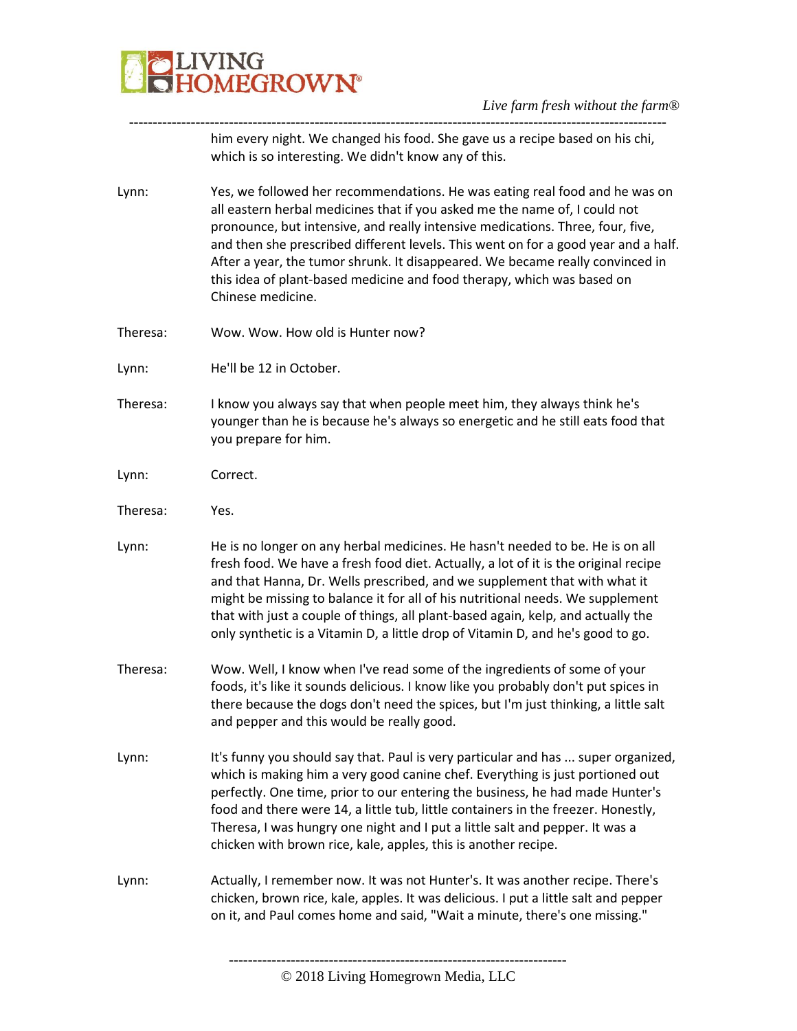him every night. We changed his food. She gave us a recipe based on his chi, which is so interesting. We didn't know any of this.

**Lynn:** Yes, we followed her recommendations. He was eating real food and he was on all eastern herbal medicines that if you asked me the name of, I could not pronounce, but intensive, and really intensive medications. Three, four, five, and then she prescribed different levels. This went on for a good year and a half. After a year, the tumor shrunk. It disappeared. We became really convinced in this idea of plant-based medicine and food therapy, which was based on Chinese medicine.

**Theresa:** Wow. Wow. How old is Hunter now?

**Lynn:** He'll be 12 in October.

**Theresa:** I know you always say that when people meet him, they always think he's younger than he is because he's always so energetic and he still eats food that you prepare for him.

**Lynn:** Correct.

**Theresa:** Yes.

**Lynn:** He is no longer on any herbal medicines. He hasn't needed to be. He is on all fresh food. We have a fresh food diet. Actually, a lot of it is the original recipe and that Hanna, Dr. Wells prescribed, and we supplement that with what it might be missing to balance it for all of his nutritional needs. We supplement that with just a couple of things, all plant-based again, kelp, and actually the only synthetic is a Vitamin D, a little drop of Vitamin D, and he's good to go.

**Theresa:** Wow. Well, I know when I've read some of the ingredients of some of your foods, it's like it sounds delicious. I know like you probably don't put spices in there because the dogs don't need the spices, but I'm just thinking, a little salt and pepper and this would be really good.

**Lynn:** It's funny you should say that. Paul is very particular and has ... super organized, which is making him a very good canine chef. Everything is just portioned out perfectly. One time, prior to our entering the business, he had made Hunter's food and there were 14, a little tub, little containers in the freezer. Honestly, Theresa, I was hungry one night and I put a little salt and pepper. It was a chicken with brown rice, kale, apples, this is another recipe.

**Lynn:** Actually, I remember now. It was not Hunter's. It was another recipe. There's chicken, brown rice, kale, apples. It was delicious. I put a little salt and pepper on it, and Paul comes home and said, "Wait a minute, there's one missing."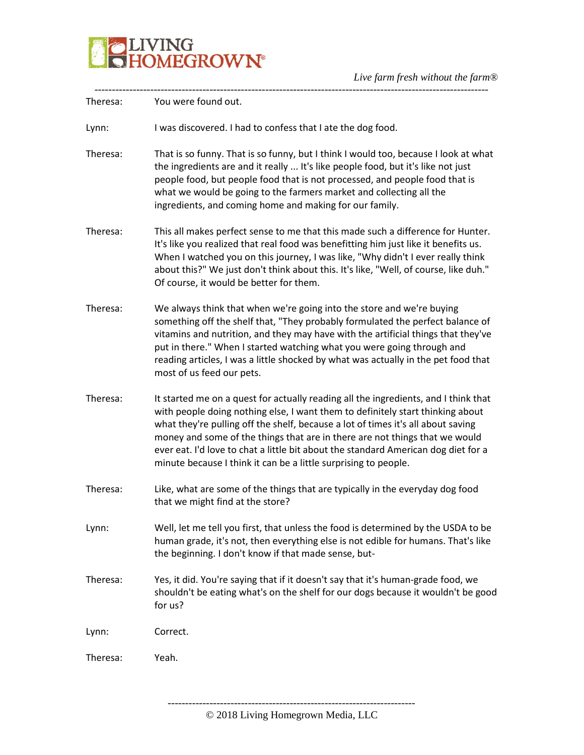Theresa: You were found out.

Lynn: I was discovered. I had to confess that I ate the dog food.

Theresa: That is so funny. That is so funny, but I think I would too, because I look at what the ingredients are and it really ... It's like people food, but it's like not just people food, but people food that is not processed, and people food that is what we would be going to the farmers market and collecting all the ingredients, and coming home and making for our family.

Theresa: This all makes perfect sense to me that this made such a difference for Hunter. It's like you realized that real food was benefitting him just like it benefits us. When I watched you on this journey, I was like, "Why didn't I ever really think about this?" We just don't think about this. It's like, "Well, of course, like duh." Of course, it would be better for them.

Theresa: We always think that when we're going into the store and we're buying something off the shelf that, "They probably formulated the perfect balance of vitamins and nutrition, and they may have with the artificial things that they've put in there." When I started watching what you were going through and reading articles, I was a little shocked by what was actually in the pet food that most of us feed our pets.

Theresa: It started me on a quest for actually reading all the ingredients, and I think that with people doing nothing else, I want them to definitely start thinking about what they're pulling off the shelf, because a lot of times it's all about saving money and some of the things that are in there are not things that we would ever eat. I'd love to chat a little bit about the standard American dog diet for a minute because I think it can be a little surprising to people.

Theresa: Like, what are some of the things that are typically in the everyday dog food that we might find at the store?

Lynn: Well, let me tell you first, that unless the food is determined by the USDA to be human grade, it's not, then everything else is not edible for humans. That's like the beginning. I don't know if that made sense, but-

Theresa: Yes, it did. You're saying that if it doesn't say that it's human-grade food, we shouldn't be eating what's on the shelf for our dogs because it wouldn't be good for us?

Lynn: Correct.

Theresa: Yeah.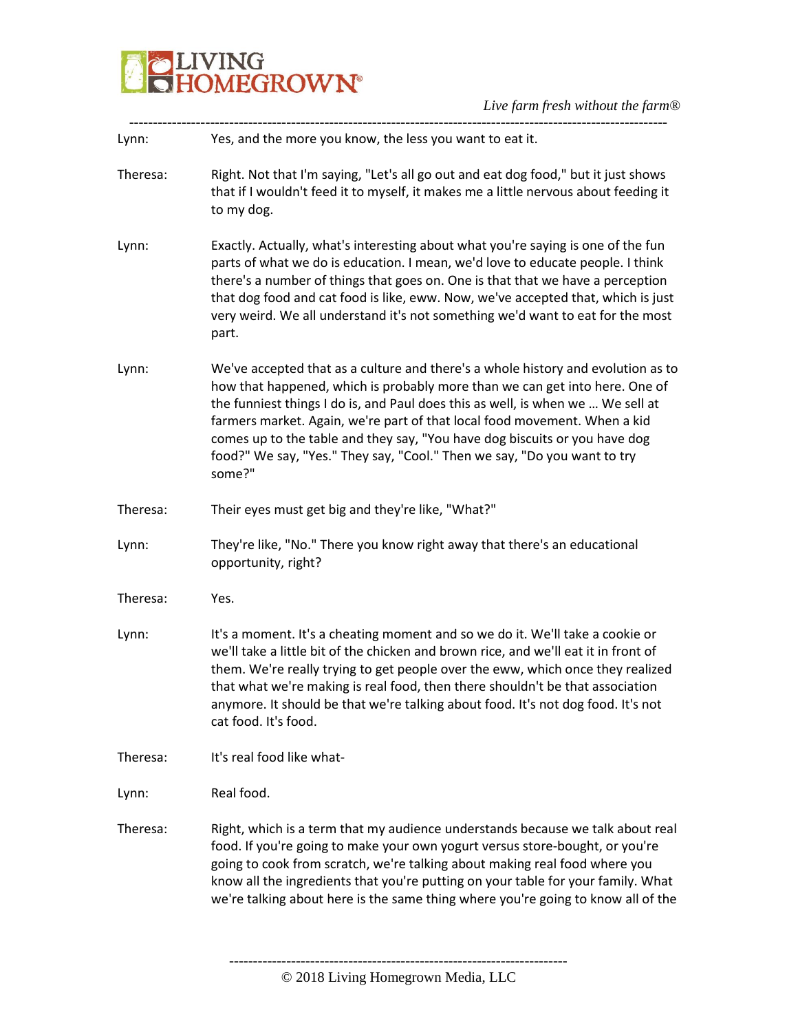Lynn: Yes, and the more you know, the less you want to eat it.

Theresa: Right. Not that I'm saying, "Let's all go out and eat dog food," but it just shows that if I wouldn't feed it to myself, it makes me a little nervous about feeding it to my dog.

Lynn: Exactly. Actually, what's interesting about what you're saying is one of the fun parts of what we do is education. I mean, we'd love to educate people. I think there's a number of things that goes on. One is that that we have a perception that dog food and cat food is like, eww. Now, we've accepted that, which is just very weird. We all understand it's not something we'd want to eat for the most part.

Lynn: We've accepted that as a culture and there's a whole history and evolution as to how that happened, which is probably more than we can get into here. One of the funniest things I do is, and Paul does this as well, is when we … We sell at farmers market. Again, we're part of that local food movement. When a kid comes up to the table and they say, "You have dog biscuits or you have dog food?" We say, "Yes." They say, "Cool." Then we say, "Do you want to try some?"

Theresa: Their eyes must get big and they're like, "What?"

Lynn: They're like, "No." There you know right away that there's an educational opportunity, right?

Theresa: Yes.

Lynn: It's a moment. It's a cheating moment and so we do it. We'll take a cookie or we'll take a little bit of the chicken and brown rice, and we'll eat it in front of them. We're really trying to get people over the eww, which once they realized that what we're making is real food, then there shouldn't be that association anymore. It should be that we're talking about food. It's not dog food. It's not cat food. It's food.

Theresa: It's real food like what-

Lynn: Real food.

Theresa: Right, which is a term that my audience understands because we talk about real food. If you're going to make your own yogurt versus store-bought, or you're going to cook from scratch, we're talking about making real food where you know all the ingredients that you're putting on your table for your family. What we're talking about here is the same thing where you're going to know all of the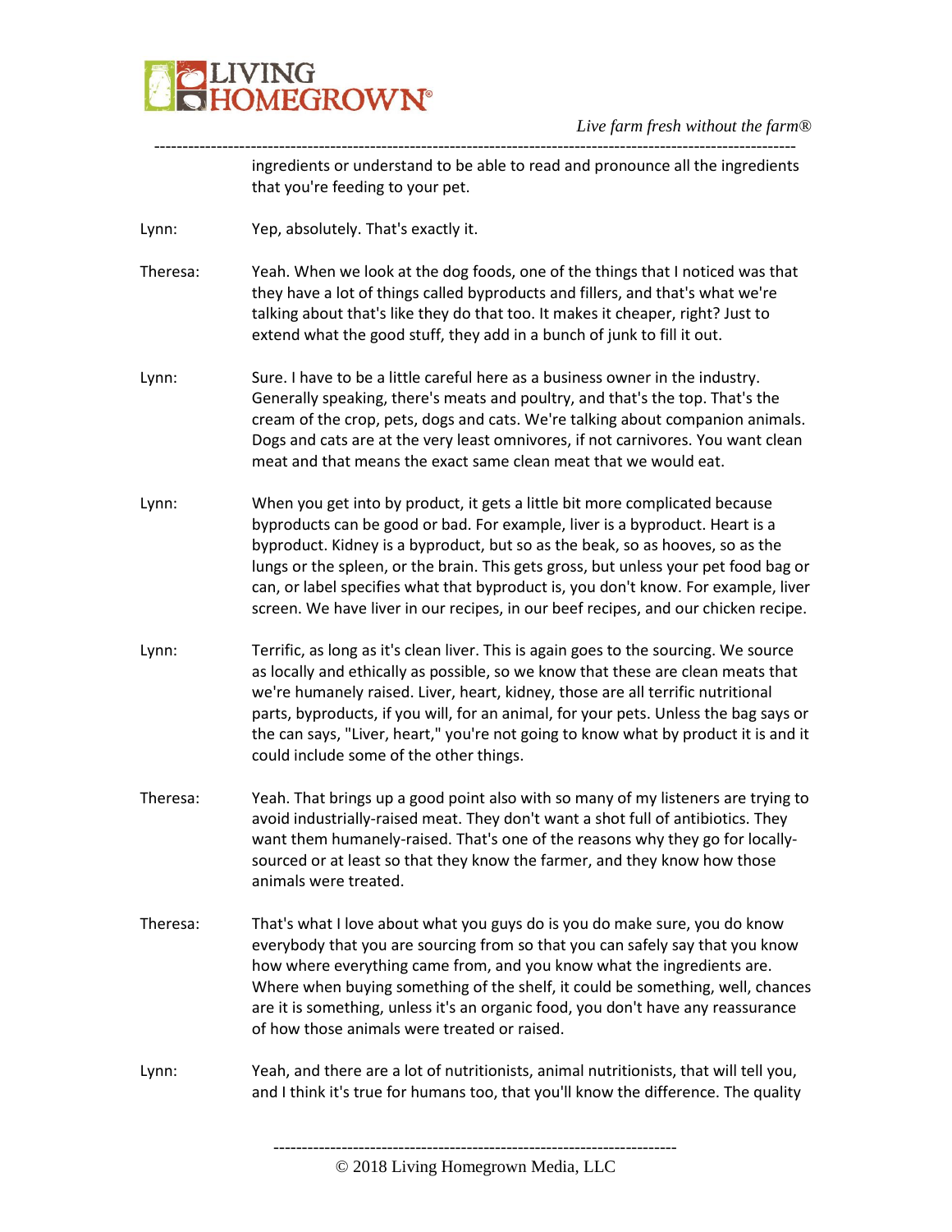ingredients or understand to be able to read and pronounce all the ingredients that you're feeding to your pet.

Lynn: Yep, absolutely. That's exactly it.

Theresa: Yeah. When we look at the dog foods, one of the things that I noticed was that they have a lot of things called byproducts and fillers, and that's what we're talking about that's like they do that too. It makes it cheaper, right? Just to extend what the good stuff, they add in a bunch of junk to fill it out.

Lynn: Sure. I have to be a little careful here as a business owner in the industry. Generally speaking, there's meats and poultry, and that's the top. That's the cream of the crop, pets, dogs and cats. We're talking about companion animals. Dogs and cats are at the very least omnivores, if not carnivores. You want clean meat and that means the exact same clean meat that we would eat.

Lynn: When you get into by product, it gets a little bit more complicated because byproducts can be good or bad. For example, liver is a byproduct. Heart is a byproduct. Kidney is a byproduct, but so as the beak, so as hooves, so as the lungs or the spleen, or the brain. This gets gross, but unless your pet food bag or can, or label specifies what that byproduct is, you don't know. For example, liver screen. We have liver in our recipes, in our beef recipes, and our chicken recipe.

Lynn: Terrific, as long as it's clean liver. This is again goes to the sourcing. We source as locally and ethically as possible, so we know that these are clean meats that we're humanely raised. Liver, heart, kidney, those are all terrific nutritional parts, byproducts, if you will, for an animal, for your pets. Unless the bag says or the can says, "Liver, heart," you're not going to know what by product it is and it could include some of the other things.

Theresa: Yeah. That brings up a good point also with so many of my listeners are trying to avoid industrially-raised meat. They don't want a shot full of antibiotics. They want them humanely-raised. That's one of the reasons why they go for locally-sourced or at least so that they know the farmer, and they know how those animals were treated.

Theresa: That's what I love about what you guys do is you do make sure, you do know everybody that you are sourcing from so that you can safely say that you know how where everything came from, and you know what the ingredients are. Where when buying something of the shelf, it could be something, well, chances are it is something, unless it's an organic food, you don't have any reassurance of how those animals were treated or raised.

Lynn: Yeah, and there are a lot of nutritionists, animal nutritionists, that will tell you, and I think it's true for humans too, that you'll know the difference. The quality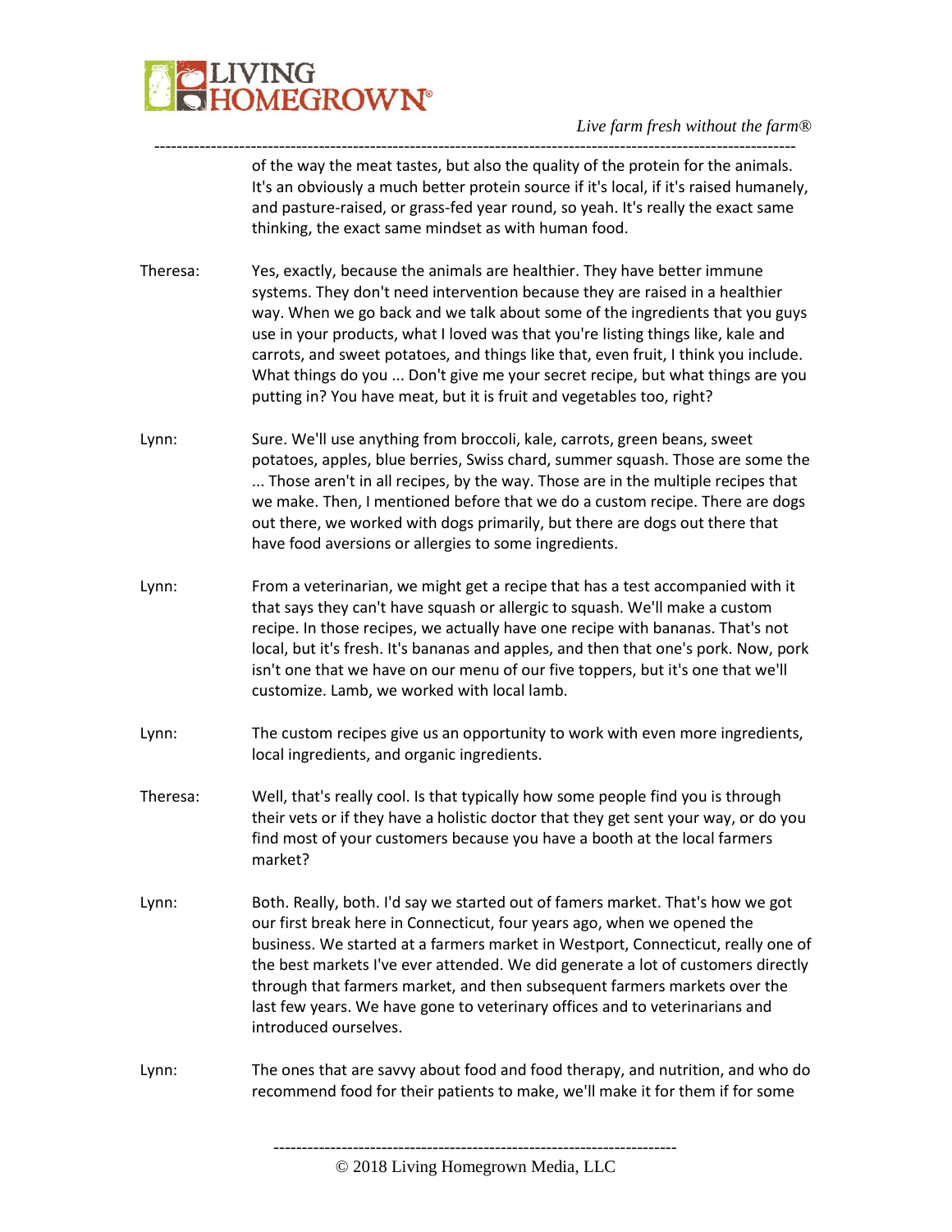of the way the meat tastes, but also the quality of the protein for the animals. It's an obviously a much better protein source if it's local, if it's raised humanely, and pasture-raised, or grass-fed year round, so yeah. It's really the exact same thinking, the exact same mindset as with human food.

Theresa: Yes, exactly, because the animals are healthier. They have better immune systems. They don't need intervention because they are raised in a healthier way. When we go back and we talk about some of the ingredients that you guys use in your products, what I loved was that you're listing things like, kale and carrots, and sweet potatoes, and things like that, even fruit, I think you include. What things do you ... Don't give me your secret recipe, but what things are you putting in? You have meat, but it is fruit and vegetables too, right?

Lynn: Sure. We'll use anything from broccoli, kale, carrots, green beans, sweet potatoes, apples, blue berries, Swiss chard, summer squash. Those are some the ... Those aren't in all recipes, by the way. Those are in the multiple recipes that we make. Then, I mentioned before that we do a custom recipe. There are dogs out there, we worked with dogs primarily, but there are dogs out there that have food aversions or allergies to some ingredients.

Lynn: From a veterinarian, we might get a recipe that has a test accompanied with it that says they can't have squash or allergic to squash. We'll make a custom recipe. In those recipes, we actually have one recipe with bananas. That's not local, but it's fresh. It's bananas and apples, and then that one's pork. Now, pork isn't one that we have on our menu of our five toppers, but it's one that we'll customize. Lamb, we worked with local lamb.

Lynn: The custom recipes give us an opportunity to work with even more ingredients, local ingredients, and organic ingredients.

Theresa: Well, that's really cool. Is that typically how some people find you is through their vets or if they have a holistic doctor that they get sent your way, or do you find most of your customers because you have a booth at the local farmers market?

Lynn: Both. Really, both. I'd say we started out of famers market. That's how we got our first break here in Connecticut, four years ago, when we opened the business. We started at a farmers market in Westport, Connecticut, really one of the best markets I've ever attended. We did generate a lot of customers directly through that farmers market, and then subsequent farmers markets over the last few years. We have gone to veterinary offices and to veterinarians and introduced ourselves.

Lynn: The ones that are savvy about food and food therapy, and nutrition, and who do recommend food for their patients to make, we'll make it for them if for some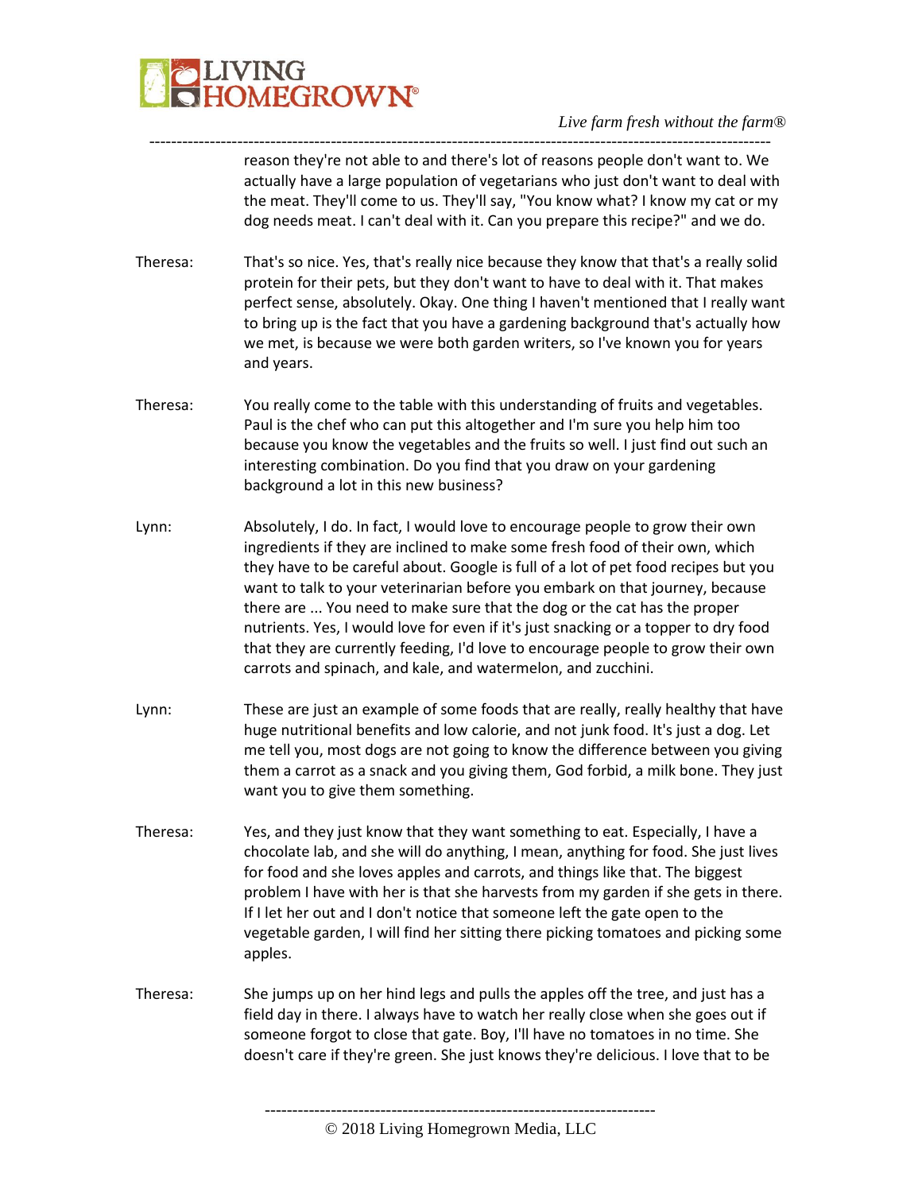reason they're not able to and there's lot of reasons people don't want to. We actually have a large population of vegetarians who just don't want to deal with the meat. They'll come to us. They'll say, "You know what? I know my cat or my dog needs meat. I can't deal with it. Can you prepare this recipe?" and we do.

Theresa: That's so nice. Yes, that's really nice because they know that that's a really solid protein for their pets, but they don't want to have to deal with it. That makes perfect sense, absolutely. Okay. One thing I haven't mentioned that I really want to bring up is the fact that you have a gardening background that's actually how we met, is because we were both garden writers, so I've known you for years and years.

Theresa: You really come to the table with this understanding of fruits and vegetables. Paul is the chef who can put this altogether and I'm sure you help him too because you know the vegetables and the fruits so well. I just find out such an interesting combination. Do you find that you draw on your gardening background a lot in this new business?

Lynn: Absolutely, I do. In fact, I would love to encourage people to grow their own ingredients if they are inclined to make some fresh food of their own, which they have to be careful about. Google is full of a lot of pet food recipes but you want to talk to your veterinarian before you embark on that journey, because there are ... You need to make sure that the dog or the cat has the proper nutrients. Yes, I would love for even if it's just snacking or a topper to dry food that they are currently feeding, I'd love to encourage people to grow their own carrots and spinach, and kale, and watermelon, and zucchini.

Lynn: These are just an example of some foods that are really, really healthy that have huge nutritional benefits and low calorie, and not junk food. It's just a dog. Let me tell you, most dogs are not going to know the difference between you giving them a carrot as a snack and you giving them, God forbid, a milk bone. They just want you to give them something.

Theresa: Yes, and they just know that they want something to eat. Especially, I have a chocolate lab, and she will do anything, I mean, anything for food. She just lives for food and she loves apples and carrots, and things like that. The biggest problem I have with her is that she harvests from my garden if she gets in there. If I let her out and I don't notice that someone left the gate open to the vegetable garden, I will find her sitting there picking tomatoes and picking some apples.

Theresa: She jumps up on her hind legs and pulls the apples off the tree, and just has a field day in there. I always have to watch her really close when she goes out if someone forgot to close that gate. Boy, I'll have no tomatoes in no time. She doesn't care if they're green. She just knows they're delicious. I love that to be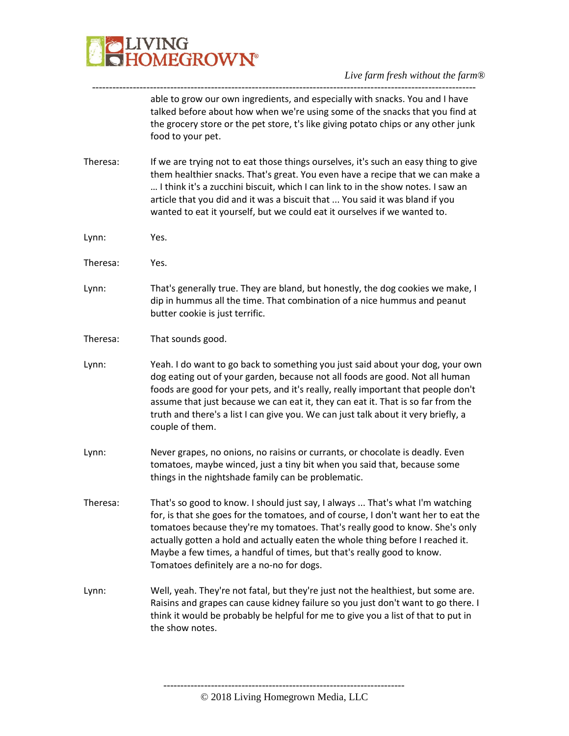able to grow our own ingredients, and especially with snacks. You and I have talked before about how when we're using some of the snacks that you find at the grocery store or the pet store, t's like giving potato chips or any other junk food to your pet.

Theresa: If we are trying not to eat those things ourselves, it's such an easy thing to give them healthier snacks. That's great. You even have a recipe that we can make a … I think it's a zucchini biscuit, which I can link to in the show notes. I saw an article that you did and it was a biscuit that ... You said it was bland if you wanted to eat it yourself, but we could eat it ourselves if we wanted to.

Lynn: Yes.

Theresa: Yes.

Lynn: That's generally true. They are bland, but honestly, the dog cookies we make, I dip in hummus all the time. That combination of a nice hummus and peanut butter cookie is just terrific.

Theresa: That sounds good.

Lynn: Yeah. I do want to go back to something you just said about your dog, your own dog eating out of your garden, because not all foods are good. Not all human foods are good for your pets, and it's really, really important that people don't assume that just because we can eat it, they can eat it. That is so far from the truth and there's a list I can give you. We can just talk about it very briefly, a couple of them.

Lynn: Never grapes, no onions, no raisins or currants, or chocolate is deadly. Even tomatoes, maybe winced, just a tiny bit when you said that, because some things in the nightshade family can be problematic.

Theresa: That's so good to know. I should just say, I always ... That's what I'm watching for, is that she goes for the tomatoes, and of course, I don't want her to eat the tomatoes because they're my tomatoes. That's really good to know. She's only actually gotten a hold and actually eaten the whole thing before I reached it. Maybe a few times, a handful of times, but that's really good to know. Tomatoes definitely are a no-no for dogs.

Lynn: Well, yeah. They're not fatal, but they're just not the healthiest, but some are. Raisins and grapes can cause kidney failure so you just don't want to go there. I think it would be probably be helpful for me to give you a list of that to put in the show notes.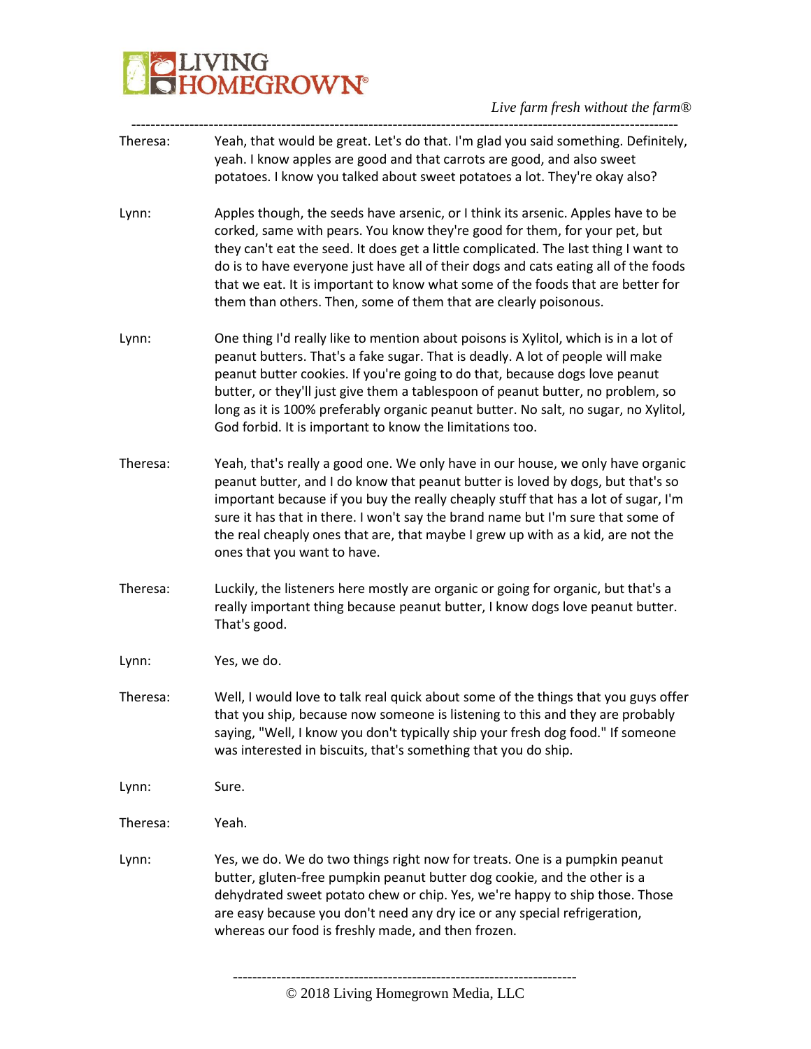Theresa: Yeah, that would be great. Let's do that. I'm glad you said something. Definitely, yeah. I know apples are good and that carrots are good, and also sweet potatoes. I know you talked about sweet potatoes a lot. They're okay also?

Lynn: Apples though, the seeds have arsenic, or I think its arsenic. Apples have to be corked, same with pears. You know they're good for them, for your pet, but they can't eat the seed. It does get a little complicated. The last thing I want to do is to have everyone just have all of their dogs and cats eating all of the foods that we eat. It is important to know what some of the foods that are better for them than others. Then, some of them that are clearly poisonous.

Lynn: One thing I'd really like to mention about poisons is Xylitol, which is in a lot of peanut butters. That's a fake sugar. That is deadly. A lot of people will make peanut butter cookies. If you're going to do that, because dogs love peanut butter, or they'll just give them a tablespoon of peanut butter, no problem, so long as it is 100% preferably organic peanut butter. No salt, no sugar, no Xylitol, God forbid. It is important to know the limitations too.

Theresa: Yeah, that's really a good one. We only have in our house, we only have organic peanut butter, and I do know that peanut butter is loved by dogs, but that's so important because if you buy the really cheaply stuff that has a lot of sugar, I'm sure it has that in there. I won't say the brand name but I'm sure that some of the real cheaply ones that are, that maybe I grew up with as a kid, are not the ones that you want to have.

Theresa: Luckily, the listeners here mostly are organic or going for organic, but that's a really important thing because peanut butter, I know dogs love peanut butter. That's good.

Lynn: Yes, we do.

Theresa: Well, I would love to talk real quick about some of the things that you guys offer that you ship, because now someone is listening to this and they are probably saying, "Well, I know you don't typically ship your fresh dog food." If someone was interested in biscuits, that's something that you do ship.

Lynn: Sure.

Theresa: Yeah.

Lynn: Yes, we do. We do two things right now for treats. One is a pumpkin peanut butter, gluten-free pumpkin peanut butter dog cookie, and the other is a dehydrated sweet potato chew or chip. Yes, we're happy to ship those. Those are easy because you don't need any dry ice or any special refrigeration, whereas our food is freshly made, and then frozen.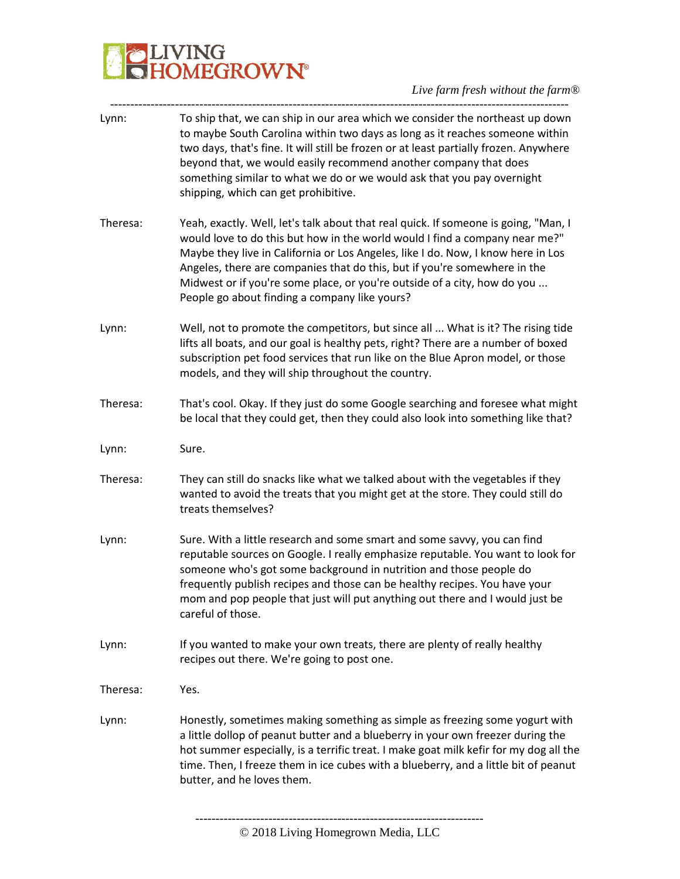Lynn: To ship that, we can ship in our area which we consider the northeast up down to maybe South Carolina within two days as long as it reaches someone within two days, that's fine. It will still be frozen or at least partially frozen. Anywhere beyond that, we would easily recommend another company that does something similar to what we do or we would ask that you pay overnight shipping, which can get prohibitive.

Theresa: Yeah, exactly. Well, let's talk about that real quick. If someone is going, "Man, I would love to do this but how in the world would I find a company near me?" Maybe they live in California or Los Angeles, like I do. Now, I know here in Los Angeles, there are companies that do this, but if you're somewhere in the Midwest or if you're some place, or you're outside of a city, how do you ... People go about finding a company like yours?

Lynn: Well, not to promote the competitors, but since all ... What is it? The rising tide lifts all boats, and our goal is healthy pets, right? There are a number of boxed subscription pet food services that run like on the Blue Apron model, or those models, and they will ship throughout the country.

Theresa: That's cool. Okay. If they just do some Google searching and foresee what might be local that they could get, then they could also look into something like that?

Lynn: Sure.

Theresa: They can still do snacks like what we talked about with the vegetables if they wanted to avoid the treats that you might get at the store. They could still do treats themselves?

Lynn: Sure. With a little research and some smart and some savvy, you can find reputable sources on Google. I really emphasize reputable. You want to look for someone who's got some background in nutrition and those people do frequently publish recipes and those can be healthy recipes. You have your mom and pop people that just will put anything out there and I would just be careful of those.

Lynn: If you wanted to make your own treats, there are plenty of really healthy recipes out there. We're going to post one.

Theresa: Yes.

Lynn: Honestly, sometimes making something as simple as freezing some yogurt with a little dollop of peanut butter and a blueberry in your own freezer during the hot summer especially, is a terrific treat. I make goat milk kefir for my dog all the time. Then, I freeze them in ice cubes with a blueberry, and a little bit of peanut butter, and he loves them.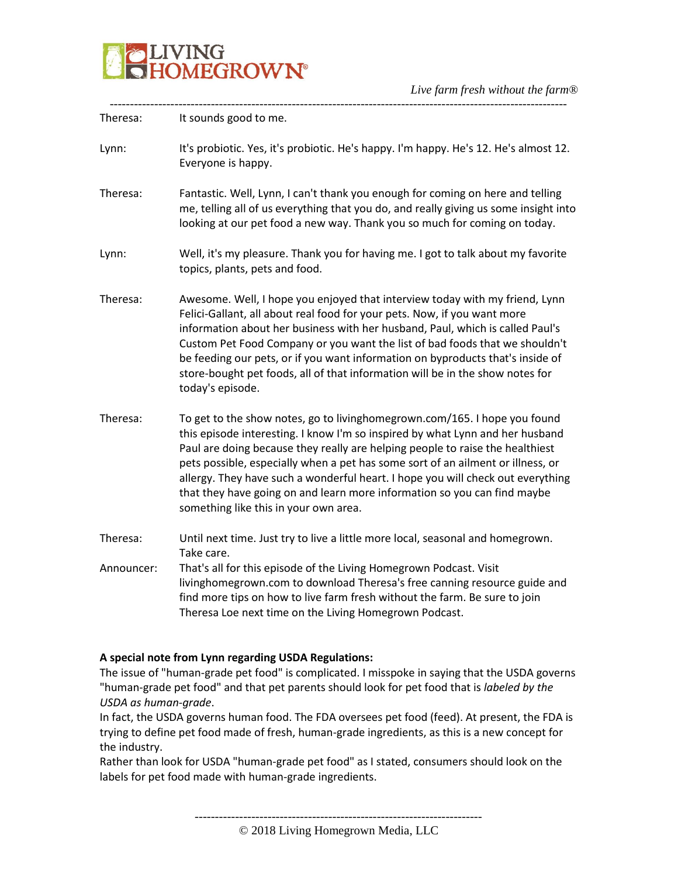Theresa: It sounds good to me.

Lynn: It's probiotic. Yes, it's probiotic. He's happy. I'm happy. He's 12. He's almost 12. Everyone is happy.

Theresa: Fantastic. Well, Lynn, I can't thank you enough for coming on here and telling me, telling all of us everything that you do, and really giving us some insight into looking at our pet food a new way. Thank you so much for coming on today.

Lynn: Well, it's my pleasure. Thank you for having me. I got to talk about my favorite topics, plants, pets and food.

Theresa: Awesome. Well, I hope you enjoyed that interview today with my friend, Lynn Felici-Gallant, all about real food for your pets. Now, if you want more information about her business with her husband, Paul, which is called Paul's Custom Pet Food Company or you want the list of bad foods that we shouldn't be feeding our pets, or if you want information on byproducts that's inside of store-bought pet foods, all of that information will be in the show notes for today's episode.

Theresa: To get to the show notes, go to livinghomegrown.com/165. I hope you found this episode interesting. I know I'm so inspired by what Lynn and her husband Paul are doing because they really are helping people to raise the healthiest pets possible, especially when a pet has some sort of an ailment or illness, or allergy. They have such a wonderful heart. I hope you will check out everything that they have going on and learn more information so you can find maybe something like this in your own area.

Theresa: Until next time. Just try to live a little more local, seasonal and homegrown. Take care.

Announcer: That's all for this episode of the Living Homegrown Podcast. Visit livinghomegrown.com to download Theresa's free canning resource guide and find more tips on how to live farm fresh without the farm. Be sure to join Theresa Loe next time on the Living Homegrown Podcast.

**A special note from Lynn regarding USDA Regulations:**

The issue of "human-grade pet food" is complicated. I misspoke in saying that the USDA governs "human-grade pet food" and that pet parents should look for pet food that is *labeled by the USDA as human-grade*.

In fact, the USDA governs human food. The FDA oversees pet food (feed). At present, the FDA is trying to define pet food made of fresh, human-grade ingredients, as this is a new concept for the industry.

Rather than look for USDA "human-grade pet food" as I stated, consumers should look on the labels for pet food made with human-grade ingredients.